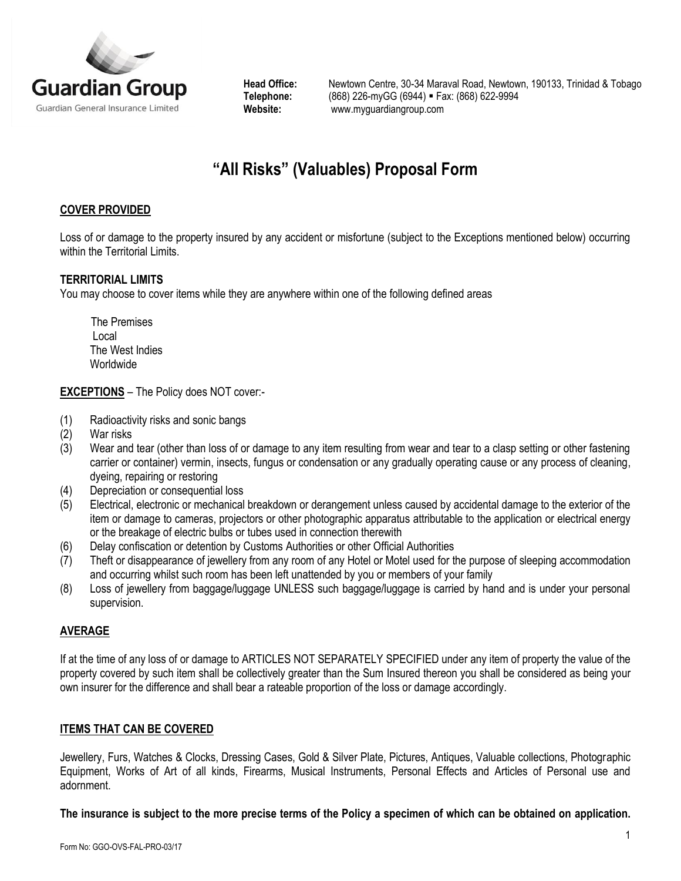Guardian Group

Guardian General Insurance Limited

**Head Office:** Newtown Centre, 30-34 Maraval Road, Newtown, 190133, Trinidad & Tobago
**Telephone:** (868) 226-myGG (6944) ▪ Fax: (868) 622-9994
**Website:** www.myguardiangroup.com

# "All Risks" (Valuables) Proposal Form

## COVER PROVIDED

Loss of or damage to the property insured by any accident or misfortune (subject to the Exceptions mentioned below) occurring within the Territorial Limits.

### TERRITORIAL LIMITS

You may choose to cover items while they are anywhere within one of the following defined areas

- The Premises
- Local
- The West Indies
- Worldwide

**EXCEPTIONS** – The Policy does NOT cover:-

(1) Radioactivity risks and sonic bangs
(2) War risks
(3) Wear and tear (other than loss of or damage to any item resulting from wear and tear to a clasp setting or other fastening carrier or container) vermin, insects, fungus or condensation or any gradually operating cause or any process of cleaning, dyeing, repairing or restoring
(4) Depreciation or consequential loss
(5) Electrical, electronic or mechanical breakdown or derangement unless caused by accidental damage to the exterior of the item or damage to cameras, projectors or other photographic apparatus attributable to the application or electrical energy or the breakage of electric bulbs or tubes used in connection therewith
(6) Delay confiscation or detention by Customs Authorities or other Official Authorities
(7) Theft or disappearance of jewellery from any room of any Hotel or Motel used for the purpose of sleeping accommodation and occurring whilst such room has been left unattended by you or members of your family
(8) Loss of jewellery from baggage/luggage UNLESS such baggage/luggage is carried by hand and is under your personal supervision.

## AVERAGE

If at the time of any loss of or damage to ARTICLES NOT SEPARATELY SPECIFIED under any item of property the value of the property covered by such item shall be collectively greater than the Sum Insured thereon you shall be considered as being your own insurer for the difference and shall bear a rateable proportion of the loss or damage accordingly.

## ITEMS THAT CAN BE COVERED

Jewellery, Furs, Watches & Clocks, Dressing Cases, Gold & Silver Plate, Pictures, Antiques, Valuable collections, Photographic Equipment, Works of Art of all kinds, Firearms, Musical Instruments, Personal Effects and Articles of Personal use and adornment.

**The insurance is subject to the more precise terms of the Policy a specimen of which can be obtained on application.**

Form No: GGO-OVS-FAL-PRO-03/17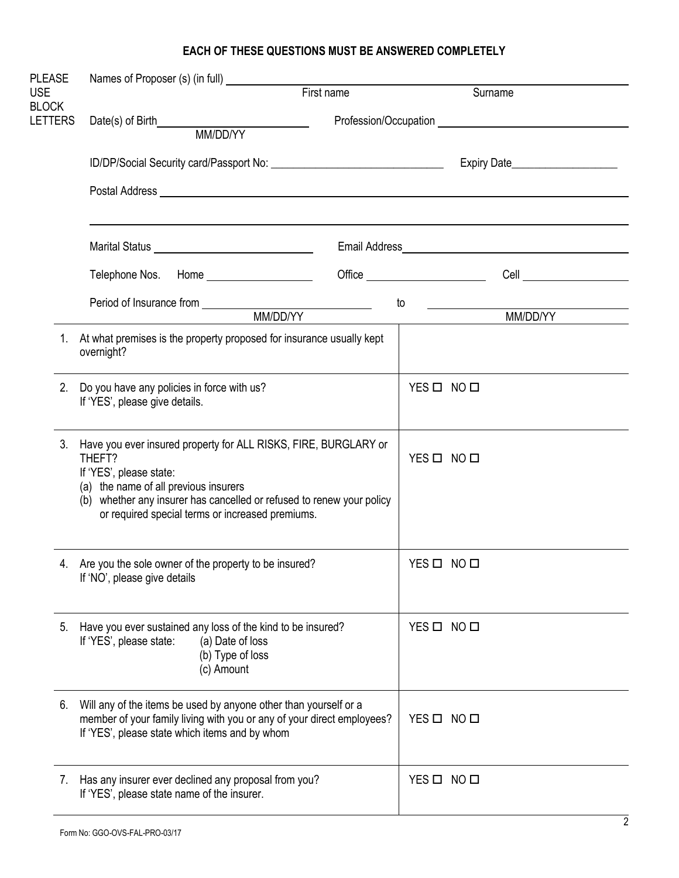**EACH OF THESE QUESTIONS MUST BE ANSWERED COMPLETELY**

PLEASE USE BLOCK LETTERS

Names of Proposer (s) (in full) ______________________ First name ______________________ Surname

Date(s) of Birth ______________________ (MM/DD/YY) Profession/Occupation ______________________

ID/DP/Social Security card/Passport No: ______________________ Expiry Date ______________________

Postal Address ______________________

______________________

Marital Status ______________________ Email Address ______________________

Telephone Nos. Home ______________________ Office ______________________ Cell ______________________

Period of Insurance from ______________________ (MM/DD/YY) to ______________________ (MM/DD/YY)

| | |
|---|---|
| 1. At what premises is the property proposed for insurance usually kept overnight? | |
| 2. Do you have any policies in force with us?<br>If 'YES', please give details. | YES ☐ NO ☐ |
| 3. Have you ever insured property for ALL RISKS, FIRE, BURGLARY or THEFT?<br>If 'YES', please state:<br>(a) the name of all previous insurers<br>(b) whether any insurer has cancelled or refused to renew your policy or required special terms or increased premiums. | YES ☐ NO ☐ |
| 4. Are you the sole owner of the property to be insured?<br>If 'NO', please give details | YES ☐ NO ☐ |
| 5. Have you ever sustained any loss of the kind to be insured?<br>If 'YES', please state: (a) Date of loss<br>(b) Type of loss<br>(c) Amount | YES ☐ NO ☐ |
| 6. Will any of the items be used by anyone other than yourself or a member of your family living with you or any of your direct employees?<br>If 'YES', please state which items and by whom | YES ☐ NO ☐ |
| 7. Has any insurer ever declined any proposal from you?<br>If 'YES', please state name of the insurer. | YES ☐ NO ☐ |

Form No: GGO-OVS-FAL-PRO-03/17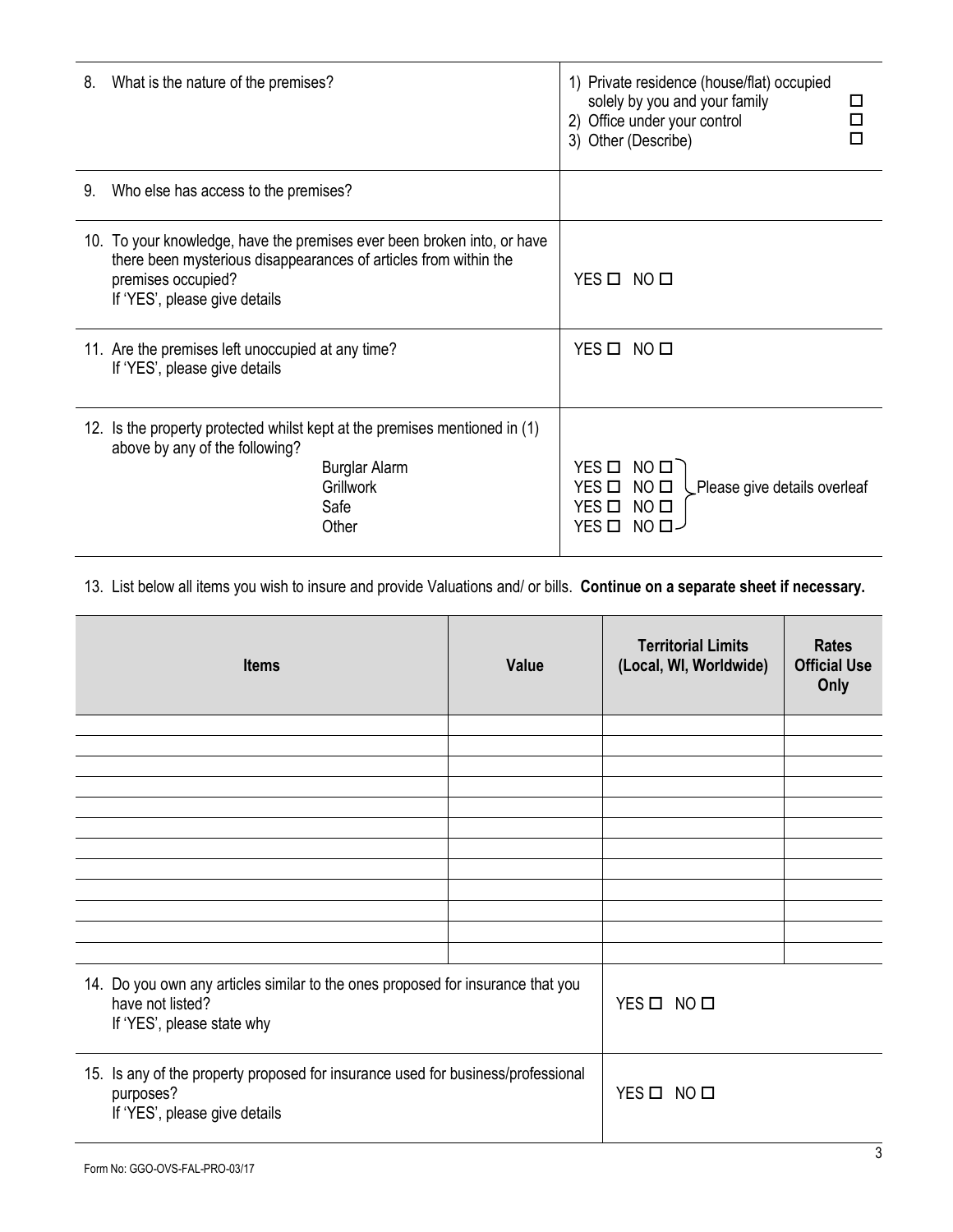| | |
|---|---|
| 8. What is the nature of the premises? | 1) Private residence (house/flat) occupied solely by you and your family ☐<br>2) Office under your control ☐<br>3) Other (Describe) ☐ |
| 9. Who else has access to the premises? | |
| 10. To your knowledge, have the premises ever been broken into, or have there been mysterious disappearances of articles from within the premises occupied?<br>If 'YES', please give details | YES ☐ NO ☐ |
| 11. Are the premises left unoccupied at any time?<br>If 'YES', please give details | YES ☐ NO ☐ |
| 12. Is the property protected whilst kept at the premises mentioned in (1) above by any of the following?<br>Burglar Alarm<br>Grillwork<br>Safe<br>Other | YES ☐ NO ☐<br>YES ☐ NO ☐<br>YES ☐ NO ☐<br>YES ☐ NO ☐<br>Please give details overleaf |

13. List below all items you wish to insure and provide Valuations and/ or bills. **Continue on a separate sheet if necessary.**

| **Items** | **Value** | **Territorial Limits (Local, WI, Worldwide)** | **Rates Official Use Only** |
|---|---|---|---|
| | | | |
| | | | |
| | | | |
| | | | |
| | | | |
| | | | |
| | | | |
| | | | |
| | | | |
| | | | |
| | | | |
| | | | |

| | |
|---|---|
| 14. Do you own any articles similar to the ones proposed for insurance that you have not listed?<br>If 'YES', please state why | YES ☐ NO ☐ |
| 15. Is any of the property proposed for insurance used for business/professional purposes?<br>If 'YES', please give details | YES ☐ NO ☐ |

Form No: GGO-OVS-FAL-PRO-03/17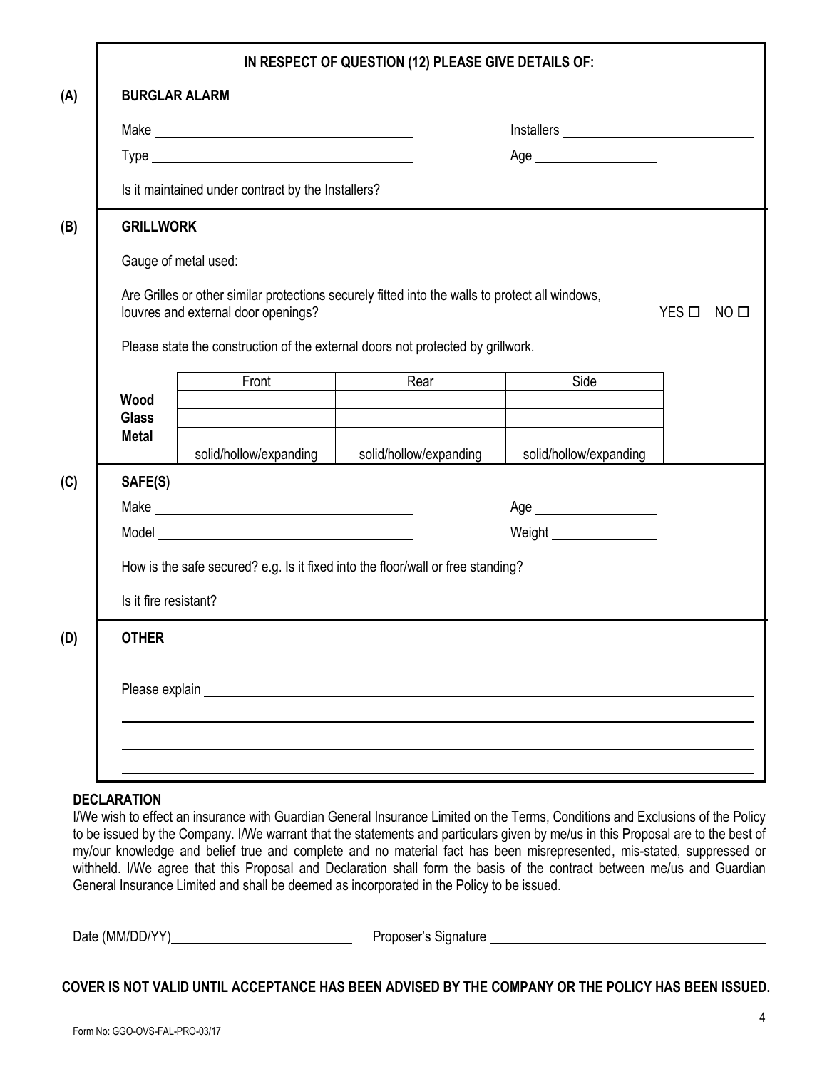**IN RESPECT OF QUESTION (12) PLEASE GIVE DETAILS OF:**

**(A) BURGLAR ALARM**

Make ______________________ Installers ______________________

Type ______________________ Age ______________

Is it maintained under contract by the Installers?

**(B) GRILLWORK**

Gauge of metal used:

Are Grilles or other similar protections securely fitted into the walls to protect all windows, louvres and external door openings? YES ☐ NO ☐

Please state the construction of the external doors not protected by grillwork.

| | Front | Rear | Side |
|---|---|---|---|
| **Wood** | | | |
| **Glass** | | | |
| **Metal** | | | |
| | solid/hollow/expanding | solid/hollow/expanding | solid/hollow/expanding |

**(C) SAFE(S)**

Make ______________________ Age ______________

Model ______________________ Weight ______________

How is the safe secured? e.g. Is it fixed into the floor/wall or free standing?

Is it fire resistant?

**(D) OTHER**

Please explain ____________________________________________

____________________________________________

____________________________________________

____________________________________________

**DECLARATION**

I/We wish to effect an insurance with Guardian General Insurance Limited on the Terms, Conditions and Exclusions of the Policy to be issued by the Company. I/We warrant that the statements and particulars given by me/us in this Proposal are to the best of my/our knowledge and belief true and complete and no material fact has been misrepresented, mis-stated, suppressed or withheld. I/We agree that this Proposal and Declaration shall form the basis of the contract between me/us and Guardian General Insurance Limited and shall be deemed as incorporated in the Policy to be issued.

Date (MM/DD/YY)______________________ Proposer's Signature ______________________

**COVER IS NOT VALID UNTIL ACCEPTANCE HAS BEEN ADVISED BY THE COMPANY OR THE POLICY HAS BEEN ISSUED.**

Form No: GGO-OVS-FAL-PRO-03/17